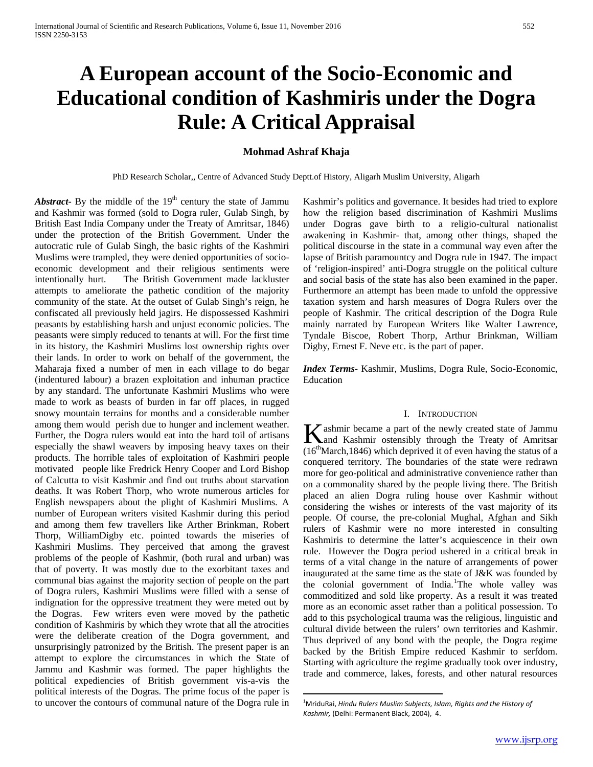# A European account of the Socio-Economic and Educational condition of Kashmiris under the Dogra Rule: A Critical Appraisal

**Mohmad Ashraf Khaja**

PhD Research Scholar,, Centre of Advanced Study Deptt.of History, Aligarh Muslim University, Aligarh

***Abstract-*** By the middle of the 19th century the state of Jammu and Kashmir was formed (sold to Dogra ruler, Gulab Singh, by British East India Company under the Treaty of Amritsar, 1846) under the protection of the British Government. Under the autocratic rule of Gulab Singh, the basic rights of the Kashmiri Muslims were trampled, they were denied opportunities of socio-economic development and their religious sentiments were intentionally hurt. The British Government made lackluster attempts to ameliorate the pathetic condition of the majority community of the state. At the outset of Gulab Singh's reign, he confiscated all previously held jagirs. He dispossessed Kashmiri peasants by establishing harsh and unjust economic policies. The peasants were simply reduced to tenants at will. For the first time in its history, the Kashmiri Muslims lost ownership rights over their lands. In order to work on behalf of the government, the Maharaja fixed a number of men in each village to do begar (indentured labour) a brazen exploitation and inhuman practice by any standard. The unfortunate Kashmiri Muslims who were made to work as beasts of burden in far off places, in rugged snowy mountain terrains for months and a considerable number among them would perish due to hunger and inclement weather. Further, the Dogra rulers would eat into the hard toil of artisans especially the shawl weavers by imposing heavy taxes on their products. The horrible tales of exploitation of Kashmiri people motivated people like Fredrick Henry Cooper and Lord Bishop of Calcutta to visit Kashmir and find out truths about starvation deaths. It was Robert Thorp, who wrote numerous articles for English newspapers about the plight of Kashmiri Muslims. A number of European writers visited Kashmir during this period and among them few travellers like Arther Brinkman, Robert Thorp, WilliamDigby etc. pointed towards the miseries of Kashmiri Muslims. They perceived that among the gravest problems of the people of Kashmir, (both rural and urban) was that of poverty. It was mostly due to the exorbitant taxes and communal bias against the majority section of people on the part of Dogra rulers, Kashmiri Muslims were filled with a sense of indignation for the oppressive treatment they were meted out by the Dogras. Few writers even were moved by the pathetic condition of Kashmiris by which they wrote that all the atrocities were the deliberate creation of the Dogra government, and unsurprisingly patronized by the British. The present paper is an attempt to explore the circumstances in which the State of Jammu and Kashmir was formed. The paper highlights the political expediencies of British government vis-a-vis the political interests of the Dogras. The prime focus of the paper is to uncover the contours of communal nature of the Dogra rule in Kashmir's politics and governance. It besides had tried to explore how the religion based discrimination of Kashmiri Muslims under Dogras gave birth to a religio-cultural nationalist awakening in Kashmir- that, among other things, shaped the political discourse in the state in a communal way even after the lapse of British paramountcy and Dogra rule in 1947. The impact of 'religion-inspired' anti-Dogra struggle on the political culture and social basis of the state has also been examined in the paper. Furthermore an attempt has been made to unfold the oppressive taxation system and harsh measures of Dogra Rulers over the people of Kashmir. The critical description of the Dogra Rule mainly narrated by European Writers like Walter Lawrence, Tyndale Biscoe, Robert Thorp, Arthur Brinkman, William Digby, Ernest F. Neve etc. is the part of paper.

***Index Terms*-** Kashmir, Muslims, Dogra Rule, Socio-Economic, Education

## I. Introduction

Kashmir became a part of the newly created state of Jammu and Kashmir ostensibly through the Treaty of Amritsar (16th March,1846) which deprived it of even having the status of a conquered territory. The boundaries of the state were redrawn more for geo-political and administrative convenience rather than on a commonality shared by the people living there. The British placed an alien Dogra ruling house over Kashmir without considering the wishes or interests of the vast majority of its people. Of course, the pre-colonial Mughal, Afghan and Sikh rulers of Kashmir were no more interested in consulting Kashmiris to determine the latter's acquiescence in their own rule. However the Dogra period ushered in a critical break in terms of a vital change in the nature of arrangements of power inaugurated at the same time as the state of J&K was founded by the colonial government of India.[1]The whole valley was commoditized and sold like property. As a result it was treated more as an economic asset rather than a political possession. To add to this psychological trauma was the religious, linguistic and cultural divide between the rulers' own territories and Kashmir. Thus deprived of any bond with the people, the Dogra regime backed by the British Empire reduced Kashmir to serfdom. Starting with agriculture the regime gradually took over industry, trade and commerce, lakes, forests, and other natural resources

---

[1]MriduRai, *Hindu Rulers Muslim Subjects, Islam, Rights and the History of Kashmir,* (Delhi: Permanent Black, 2004), 4.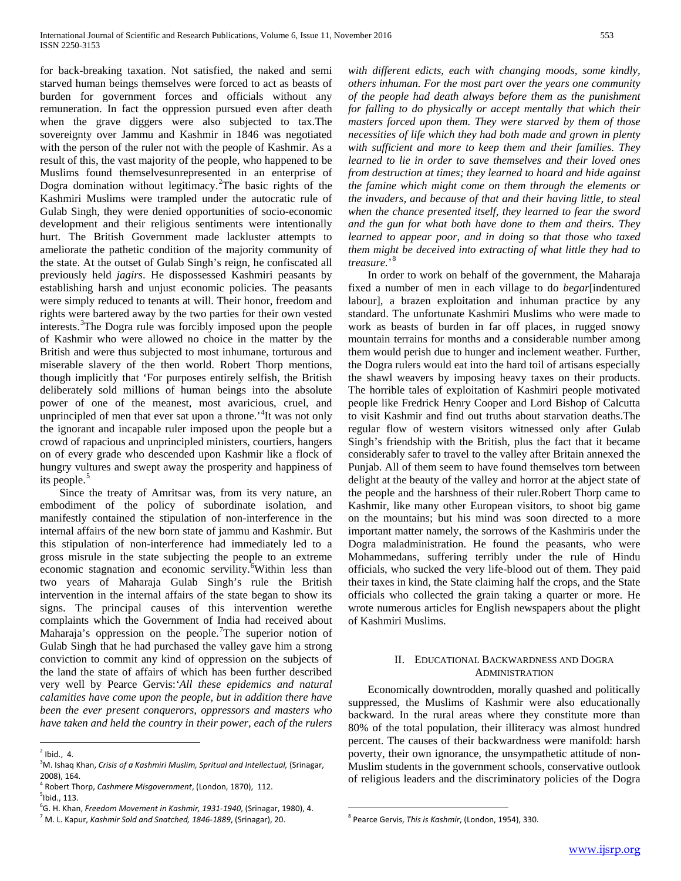for back-breaking taxation. Not satisfied, the naked and semi starved human beings themselves were forced to act as beasts of burden for government forces and officials without any remuneration. In fact the oppression pursued even after death when the grave diggers were also subjected to tax.The sovereignty over Jammu and Kashmir in 1846 was negotiated with the person of the ruler not with the people of Kashmir. As a result of this, the vast majority of the people, who happened to be Muslims found themselvesunrepresented in an enterprise of Dogra domination without legitimacy.[2]The basic rights of the Kashmiri Muslims were trampled under the autocratic rule of Gulab Singh, they were denied opportunities of socio-economic development and their religious sentiments were intentionally hurt. The British Government made lackluster attempts to ameliorate the pathetic condition of the majority community of the state. At the outset of Gulab Singh's reign, he confiscated all previously held *jagirs*. He dispossessed Kashmiri peasants by establishing harsh and unjust economic policies. The peasants were simply reduced to tenants at will. Their honor, freedom and rights were bartered away by the two parties for their own vested interests.[3]The Dogra rule was forcibly imposed upon the people of Kashmir who were allowed no choice in the matter by the British and were thus subjected to most inhumane, torturous and miserable slavery of the then world. Robert Thorp mentions, though implicitly that 'For purposes entirely selfish, the British deliberately sold millions of human beings into the absolute power of one of the meanest, most avaricious, cruel, and unprincipled of men that ever sat upon a throne.'[4]It was not only the ignorant and incapable ruler imposed upon the people but a crowd of rapacious and unprincipled ministers, courtiers, hangers on of every grade who descended upon Kashmir like a flock of hungry vultures and swept away the prosperity and happiness of its people.[5]

Since the treaty of Amritsar was, from its very nature, an embodiment of the policy of subordinate isolation, and manifestly contained the stipulation of non-interference in the internal affairs of the new born state of jammu and Kashmir. But this stipulation of non-interference had immediately led to a gross misrule in the state subjecting the people to an extreme economic stagnation and economic servility.[6]Within less than two years of Maharaja Gulab Singh's rule the British intervention in the internal affairs of the state began to show its signs. The principal causes of this intervention werethe complaints which the Government of India had received about Maharaja's oppression on the people.[7]The superior notion of Gulab Singh that he had purchased the valley gave him a strong conviction to commit any kind of oppression on the subjects of the land the state of affairs of which has been further described very well by Pearce Gervis:*'All these epidemics and natural calamities have come upon the people, but in addition there have been the ever present conquerors, oppressors and masters who have taken and held the country in their power, each of the rulers with different edicts, each with changing moods, some kindly, others inhuman. For the most part over the years one community of the people had death always before them as the punishment for falling to do physically or accept mentally that which their masters forced upon them. They were starved by them of those necessities of life which they had both made and grown in plenty with sufficient and more to keep them and their families. They learned to lie in order to save themselves and their loved ones from destruction at times; they learned to hoard and hide against the famine which might come on them through the elements or the invaders, and because of that and their having little, to steal when the chance presented itself, they learned to fear the sword and the gun for what both have done to them and theirs. They learned to appear poor, and in doing so that those who taxed them might be deceived into extracting of what little they had to treasure.'*[8]

In order to work on behalf of the government, the Maharaja fixed a number of men in each village to do *begar*[indentured labour], a brazen exploitation and inhuman practice by any standard. The unfortunate Kashmiri Muslims who were made to work as beasts of burden in far off places, in rugged snowy mountain terrains for months and a considerable number among them would perish due to hunger and inclement weather. Further, the Dogra rulers would eat into the hard toil of artisans especially the shawl weavers by imposing heavy taxes on their products. The horrible tales of exploitation of Kashmiri people motivated people like Fredrick Henry Cooper and Lord Bishop of Calcutta to visit Kashmir and find out truths about starvation deaths.The regular flow of western visitors witnessed only after Gulab Singh's friendship with the British, plus the fact that it became considerably safer to travel to the valley after Britain annexed the Punjab. All of them seem to have found themselves torn between delight at the beauty of the valley and horror at the abject state of the people and the harshness of their ruler.Robert Thorp came to Kashmir, like many other European visitors, to shoot big game on the mountains; but his mind was soon directed to a more important matter namely, the sorrows of the Kashmiris under the Dogra maladministration. He found the peasants, who were Mohammedans, suffering terribly under the rule of Hindu officials, who sucked the very life-blood out of them. They paid their taxes in kind, the State claiming half the crops, and the State officials who collected the grain taking a quarter or more. He wrote numerous articles for English newspapers about the plight of Kashmiri Muslims.

## II. Educational Backwardness and Dogra Administration

Economically downtrodden, morally quashed and politically suppressed, the Muslims of Kashmir were also educationally backward. In the rural areas where they constitute more than 80% of the total population, their illiteracy was almost hundred percent. The causes of their backwardness were manifold: harsh poverty, their own ignorance, the unsympathetic attitude of non-Muslim students in the government schools, conservative outlook of religious leaders and the discriminatory policies of the Dogra

---

[2] Ibid., 4.

[3] M. Ishaq Khan, *Crisis of a Kashmiri Muslim, Spritual and Intellectual,* (Srinagar, 2008), 164.

[4] Robert Thorp, *Cashmere Misgovernment*, (London, 1870), 112.

[5] Ibid., 113.

[6] G. H. Khan, *Freedom Movement in Kashmir, 1931-1940*, (Srinagar, 1980), 4.

[7] M. L. Kapur, *Kashmir Sold and Snatched, 1846-1889*, (Srinagar), 20.

[8] Pearce Gervis, *This is Kashmir*, (London, 1954), 330.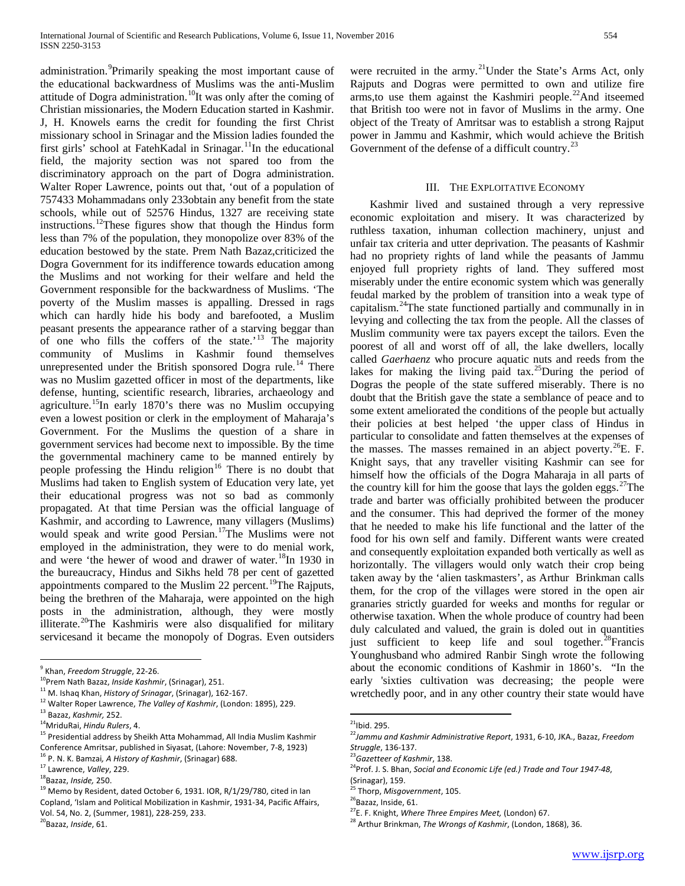administration.[9]Primarily speaking the most important cause of the educational backwardness of Muslims was the anti-Muslim attitude of Dogra administration.[10]It was only after the coming of Christian missionaries, the Modern Education started in Kashmir. J, H. Knowels earns the credit for founding the first Christ missionary school in Srinagar and the Mission ladies founded the first girls' school at FatehKadal in Srinagar.[11]In the educational field, the majority section was not spared too from the discriminatory approach on the part of Dogra administration. Walter Roper Lawrence, points out that, 'out of a population of 757433 Mohammadans only 233obtain any benefit from the state schools, while out of 52576 Hindus, 1327 are receiving state instructions.[12]These figures show that though the Hindus form less than 7% of the population, they monopolize over 83% of the education bestowed by the state. Prem Nath Bazaz,criticized the Dogra Government for its indifference towards education among the Muslims and not working for their welfare and held the Government responsible for the backwardness of Muslims. 'The poverty of the Muslim masses is appalling. Dressed in rags which can hardly hide his body and barefooted, a Muslim peasant presents the appearance rather of a starving beggar than of one who fills the coffers of the state.'[13] The majority community of Muslims in Kashmir found themselves unrepresented under the British sponsored Dogra rule.[14] There was no Muslim gazetted officer in most of the departments, like defense, hunting, scientific research, libraries, archaeology and agriculture.[15]In early 1870's there was no Muslim occupying even a lowest position or clerk in the employment of Maharaja's Government. For the Muslims the question of a share in government services had become next to impossible. By the time the governmental machinery came to be manned entirely by people professing the Hindu religion[16] There is no doubt that Muslims had taken to English system of Education very late, yet their educational progress was not so bad as commonly propagated. At that time Persian was the official language of Kashmir, and according to Lawrence, many villagers (Muslims) would speak and write good Persian.[17]The Muslims were not employed in the administration, they were to do menial work, and were 'the hewer of wood and drawer of water.[18]In 1930 in the bureaucracy, Hindus and Sikhs held 78 per cent of gazetted appointments compared to the Muslim 22 percent.[19]The Rajputs, being the brethren of the Maharaja, were appointed on the high posts in the administration, although, they were mostly illiterate.[20]The Kashmiris were also disqualified for military servicesand it became the monopoly of Dogras. Even outsiders were recruited in the army.[21]Under the State's Arms Act, only Rajputs and Dogras were permitted to own and utilize fire arms,to use them against the Kashmiri people.[22]And itseemed that British too were not in favor of Muslims in the army. One object of the Treaty of Amritsar was to establish a strong Rajput power in Jammu and Kashmir, which would achieve the British Government of the defense of a difficult country.[23]

## III. The Exploitative Economy

Kashmir lived and sustained through a very repressive economic exploitation and misery. It was characterized by ruthless taxation, inhuman collection machinery, unjust and unfair tax criteria and utter deprivation. The peasants of Kashmir had no propriety rights of land while the peasants of Jammu enjoyed full propriety rights of land. They suffered most miserably under the entire economic system which was generally feudal marked by the problem of transition into a weak type of capitalism.[24]The state functioned partially and communally in in levying and collecting the tax from the people. All the classes of Muslim community were tax payers except the tailors. Even the poorest of all and worst off of all, the lake dwellers, locally called *Gaerhaenz* who procure aquatic nuts and reeds from the lakes for making the living paid tax.[25]During the period of Dogras the people of the state suffered miserably. There is no doubt that the British gave the state a semblance of peace and to some extent ameliorated the conditions of the people but actually their policies at best helped 'the upper class of Hindus in particular to consolidate and fatten themselves at the expenses of the masses. The masses remained in an abject poverty.[26]E. F. Knight says, that any traveller visiting Kashmir can see for himself how the officials of the Dogra Maharaja in all parts of the country kill for him the goose that lays the golden eggs.[27]The trade and barter was officially prohibited between the producer and the consumer. This had deprived the former of the money that he needed to make his life functional and the latter of the food for his own self and family. Different wants were created and consequently exploitation expanded both vertically as well as horizontally. The villagers would only watch their crop being taken away by the 'alien taskmasters', as Arthur Brinkman calls them, for the crop of the villages were stored in the open air granaries strictly guarded for weeks and months for regular or otherwise taxation. When the whole produce of country had been duly calculated and valued, the grain is doled out in quantities just sufficient to keep life and soul together.[28]Francis Younghusband who admired Ranbir Singh wrote the following about the economic conditions of Kashmir in 1860's. "In the early 'sixties cultivation was decreasing; the people were wretchedly poor, and in any other country their state would have

---

[9] Khan, *Freedom Struggle*, 22-26.
[10]Prem Nath Bazaz, *Inside Kashmir*, (Srinagar), 251.
[11] M. Ishaq Khan, *History of Srinagar*, (Srinagar), 162-167.
[12] Walter Roper Lawrence, *The Valley of Kashmir*, (London: 1895), 229.
[13] Bazaz, *Kashmir,* 252.
[14]MriduRai, *Hindu Rulers*, 4.
[15] Presidential address by Sheikh Atta Mohammad, All India Muslim Kashmir Conference Amritsar, published in Siyasat, (Lahore: November, 7-8, 1923)
[16] P. N. K. Bamzai*, A History of Kashmir*, (Srinagar) 688.
[17] Lawrence, *Valley*, 229.
[18]Bazaz, *Inside,* 250.
[19] Memo by Resident, dated October 6, 1931. IOR, R/1/29/780, cited in Ian Copland, 'Islam and Political Mobilization in Kashmir, 1931-34, Pacific Affairs, Vol. 54, No. 2, (Summer, 1981), 228-259, 233.
[20]Bazaz, *Inside*, 61.
[21]Ibid. 295.
[22]*Jammu and Kashmir Administrative Report*, 1931, 6-10, JKA., Bazaz, *Freedom Struggle*, 136-137.
[23]*Gazetteer of Kashmir*, 138.
[24]Prof. J. S. Bhan, *Social and Economic Life (ed.) Trade and Tour 1947-48*, (Srinagar), 159.
[25] Thorp, *Misgovernment*, 105.
[26]Bazaz, Inside, 61.
[27]E. F. Knight, *Where Three Empires Meet,* (London) 67.
[28] Arthur Brinkman, *The Wrongs of Kashmir*, (London, 1868), 36.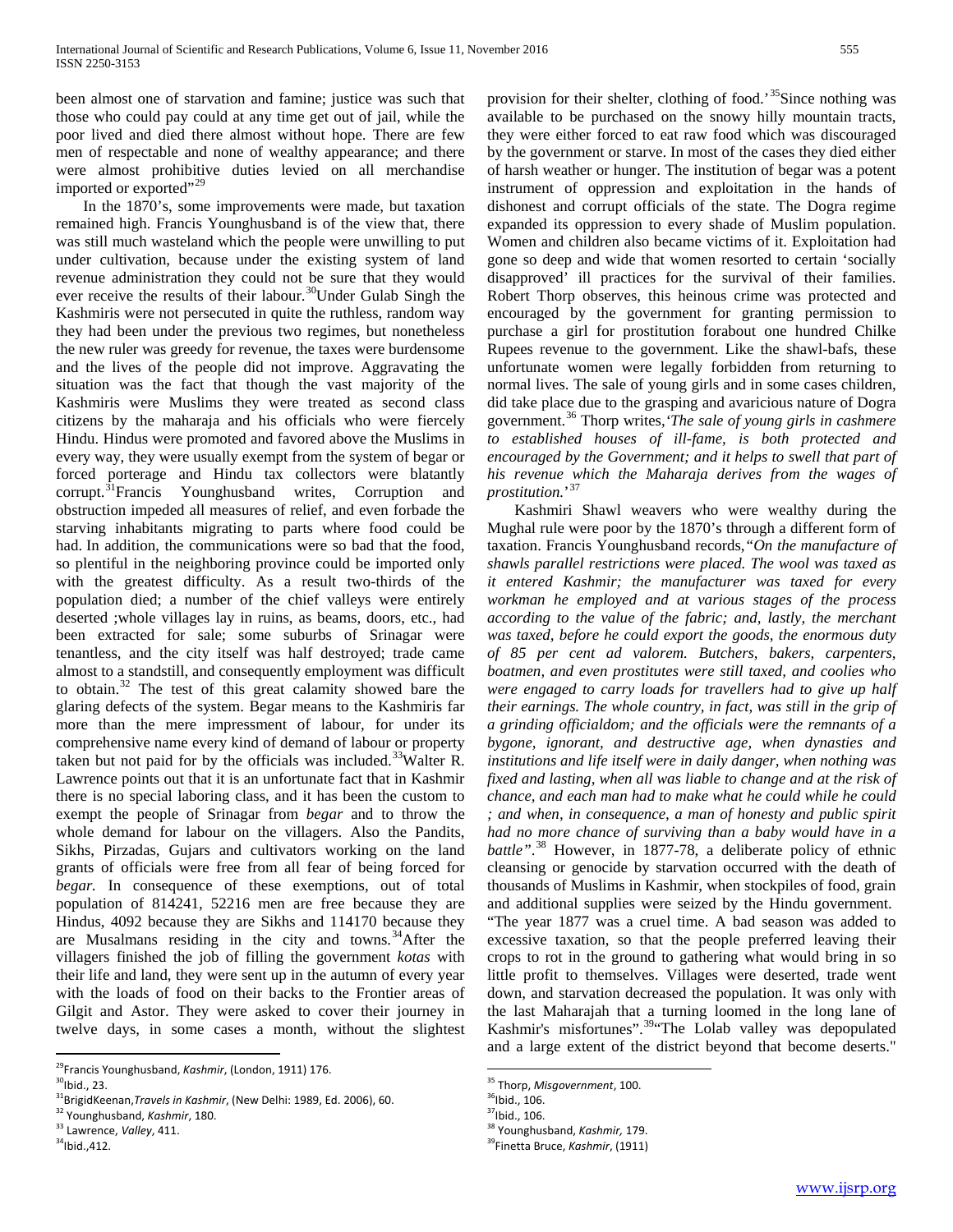been almost one of starvation and famine; justice was such that those who could pay could at any time get out of jail, while the poor lived and died there almost without hope. There are few men of respectable and none of wealthy appearance; and there were almost prohibitive duties levied on all merchandise imported or exported"[29]

In the 1870's, some improvements were made, but taxation remained high. Francis Younghusband is of the view that, there was still much wasteland which the people were unwilling to put under cultivation, because under the existing system of land revenue administration they could not be sure that they would ever receive the results of their labour.[30]Under Gulab Singh the Kashmiris were not persecuted in quite the ruthless, random way they had been under the previous two regimes, but nonetheless the new ruler was greedy for revenue, the taxes were burdensome and the lives of the people did not improve. Aggravating the situation was the fact that though the vast majority of the Kashmiris were Muslims they were treated as second class citizens by the maharaja and his officials who were fiercely Hindu. Hindus were promoted and favored above the Muslims in every way, they were usually exempt from the system of begar or forced porterage and Hindu tax collectors were blatantly corrupt.[31]Francis Younghusband writes, Corruption and obstruction impeded all measures of relief, and even forbade the starving inhabitants migrating to parts where food could be had. In addition, the communications were so bad that the food, so plentiful in the neighboring province could be imported only with the greatest difficulty. As a result two-thirds of the population died; a number of the chief valleys were entirely deserted ;whole villages lay in ruins, as beams, doors, etc., had been extracted for sale; some suburbs of Srinagar were tenantless, and the city itself was half destroyed; trade came almost to a standstill, and consequently employment was difficult to obtain.[32] The test of this great calamity showed bare the glaring defects of the system. Begar means to the Kashmiris far more than the mere impressment of labour, for under its comprehensive name every kind of demand of labour or property taken but not paid for by the officials was included.[33]Walter R. Lawrence points out that it is an unfortunate fact that in Kashmir there is no special laboring class, and it has been the custom to exempt the people of Srinagar from *begar* and to throw the whole demand for labour on the villagers. Also the Pandits, Sikhs, Pirzadas, Gujars and cultivators working on the land grants of officials were free from all fear of being forced for *begar.* In consequence of these exemptions, out of total population of 814241, 52216 men are free because they are Hindus, 4092 because they are Sikhs and 114170 because they are Musalmans residing in the city and towns.[34]After the villagers finished the job of filling the government *kotas* with their life and land, they were sent up in the autumn of every year with the loads of food on their backs to the Frontier areas of Gilgit and Astor. They were asked to cover their journey in twelve days, in some cases a month, without the slightest provision for their shelter, clothing of food.'[35]Since nothing was available to be purchased on the snowy hilly mountain tracts, they were either forced to eat raw food which was discouraged by the government or starve. In most of the cases they died either of harsh weather or hunger. The institution of begar was a potent instrument of oppression and exploitation in the hands of dishonest and corrupt officials of the state. The Dogra regime expanded its oppression to every shade of Muslim population. Women and children also became victims of it. Exploitation had gone so deep and wide that women resorted to certain 'socially disapproved' ill practices for the survival of their families. Robert Thorp observes, this heinous crime was protected and encouraged by the government for granting permission to purchase a girl for prostitution forabout one hundred Chilke Rupees revenue to the government. Like the shawl-bafs, these unfortunate women were legally forbidden from returning to normal lives. The sale of young girls and in some cases children, did take place due to the grasping and avaricious nature of Dogra government.[36] Thorp writes,*'The sale of young girls in cashmere to established houses of ill-fame, is both protected and encouraged by the Government; and it helps to swell that part of his revenue which the Maharaja derives from the wages of prostitution.'*[37]

Kashmiri Shawl weavers who were wealthy during the Mughal rule were poor by the 1870's through a different form of taxation. Francis Younghusband records,*"On the manufacture of shawls parallel restrictions were placed. The wool was taxed as it entered Kashmir; the manufacturer was taxed for every workman he employed and at various stages of the process according to the value of the fabric; and, lastly, the merchant was taxed, before he could export the goods, the enormous duty of 85 per cent ad valorem. Butchers, bakers, carpenters, boatmen, and even prostitutes were still taxed, and coolies who were engaged to carry loads for travellers had to give up half their earnings. The whole country, in fact, was still in the grip of a grinding officialdom; and the officials were the remnants of a bygone, ignorant, and destructive age, when dynasties and institutions and life itself were in daily danger, when nothing was fixed and lasting, when all was liable to change and at the risk of chance, and each man had to make what he could while he could ; and when, in consequence, a man of honesty and public spirit had no more chance of surviving than a baby would have in a battle".*[38] However, in 1877-78, a deliberate policy of ethnic cleansing or genocide by starvation occurred with the death of thousands of Muslims in Kashmir, when stockpiles of food, grain and additional supplies were seized by the Hindu government.
"The year 1877 was a cruel time. A bad season was added to excessive taxation, so that the people preferred leaving their crops to rot in the ground to gathering what would bring in so little profit to themselves. Villages were deserted, trade went down, and starvation decreased the population. It was only with the last Maharajah that a turning loomed in the long lane of Kashmir's misfortunes".[39]"The Lolab valley was depopulated and a large extent of the district beyond that become deserts."

---

[29]Francis Younghusband, *Kashmir*, (London, 1911) 176.
[30]Ibid., 23.
[31]BrigidKeenan,*Travels in Kashmir*, (New Delhi: 1989, Ed. 2006), 60.
[32] Younghusband, *Kashmir*, 180.
[33] Lawrence, *Valley*, 411.
[34]Ibid.,412.
[35] Thorp, *Misgovernment*, 100.
[36]Ibid., 106.
[37]Ibid., 106.
[38] Younghusband, *Kashmir,* 179.
[39]Finetta Bruce, *Kashmir*, (1911)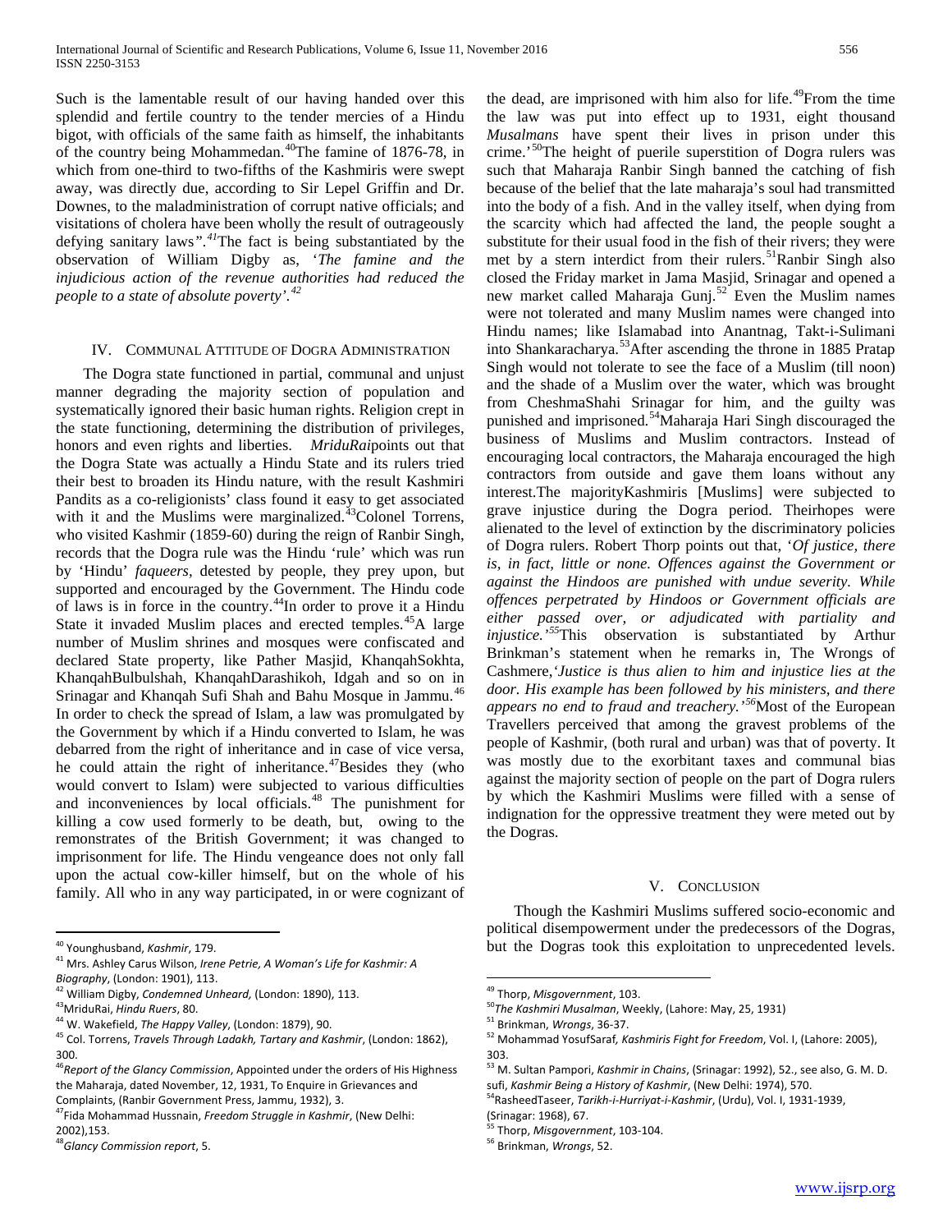Such is the lamentable result of our having handed over this splendid and fertile country to the tender mercies of a Hindu bigot, with officials of the same faith as himself, the inhabitants of the country being Mohammedan.[40]The famine of 1876-78, in which from one-third to two-fifths of the Kashmiris were swept away, was directly due, according to Sir Lepel Griffin and Dr. Downes, to the maladministration of corrupt native officials; and visitations of cholera have been wholly the result of outrageously defying sanitary laws".[41]The fact is being substantiated by the observation of William Digby as, '*The famine and the injudicious action of the revenue authorities had reduced the people to a state of absolute poverty'.*[42]

## IV. Communal Attitude of Dogra Administration

The Dogra state functioned in partial, communal and unjust manner degrading the majority section of population and systematically ignored their basic human rights. Religion crept in the state functioning, determining the distribution of privileges, honors and even rights and liberties. *MriduRai*points out that the Dogra State was actually a Hindu State and its rulers tried their best to broaden its Hindu nature, with the result Kashmiri Pandits as a co-religionists' class found it easy to get associated with it and the Muslims were marginalized.[43]Colonel Torrens, who visited Kashmir (1859-60) during the reign of Ranbir Singh, records that the Dogra rule was the Hindu 'rule' which was run by 'Hindu' *faqueers*, detested by people, they prey upon, but supported and encouraged by the Government. The Hindu code of laws is in force in the country.[44]In order to prove it a Hindu State it invaded Muslim places and erected temples.[45]A large number of Muslim shrines and mosques were confiscated and declared State property, like Pather Masjid, KhanqahSokhta, KhanqahBulbulshah, KhanqahDarashikoh, Idgah and so on in Srinagar and Khanqah Sufi Shah and Bahu Mosque in Jammu.[46] In order to check the spread of Islam, a law was promulgated by the Government by which if a Hindu converted to Islam, he was debarred from the right of inheritance and in case of vice versa, he could attain the right of inheritance.[47]Besides they (who would convert to Islam) were subjected to various difficulties and inconveniences by local officials.[48] The punishment for killing a cow used formerly to be death, but, owing to the remonstrates of the British Government; it was changed to imprisonment for life. The Hindu vengeance does not only fall upon the actual cow-killer himself, but on the whole of his family. All who in any way participated, in or were cognizant of the dead, are imprisoned with him also for life.[49]From the time the law was put into effect up to 1931, eight thousand *Musalmans* have spent their lives in prison under this crime.'[50]The height of puerile superstition of Dogra rulers was such that Maharaja Ranbir Singh banned the catching of fish because of the belief that the late maharaja's soul had transmitted into the body of a fish. And in the valley itself, when dying from the scarcity which had affected the land, the people sought a substitute for their usual food in the fish of their rivers; they were met by a stern interdict from their rulers.[51]Ranbir Singh also closed the Friday market in Jama Masjid, Srinagar and opened a new market called Maharaja Gunj.[52] Even the Muslim names were not tolerated and many Muslim names were changed into Hindu names; like Islamabad into Anantnag, Takt-i-Sulimani into Shankaracharya.[53]After ascending the throne in 1885 Pratap Singh would not tolerate to see the face of a Muslim (till noon) and the shade of a Muslim over the water, which was brought from CheshmaShahi Srinagar for him, and the guilty was punished and imprisoned.[54]Maharaja Hari Singh discouraged the business of Muslims and Muslim contractors. Instead of encouraging local contractors, the Maharaja encouraged the high contractors from outside and gave them loans without any interest.The majorityKashmiris [Muslims] were subjected to grave injustice during the Dogra period. Theirhopes were alienated to the level of extinction by the discriminatory policies of Dogra rulers. Robert Thorp points out that, '*Of justice, there is, in fact, little or none. Offences against the Government or against the Hindoos are punished with undue severity. While offences perpetrated by Hindoos or Government officials are either passed over, or adjudicated with partiality and injustice.'*[55]This observation is substantiated by Arthur Brinkman's statement when he remarks in, The Wrongs of Cashmere,'*Justice is thus alien to him and injustice lies at the door. His example has been followed by his ministers, and there appears no end to fraud and treachery.'*[56]Most of the European Travellers perceived that among the gravest problems of the people of Kashmir, (both rural and urban) was that of poverty. It was mostly due to the exorbitant taxes and communal bias against the majority section of people on the part of Dogra rulers by which the Kashmiri Muslims were filled with a sense of indignation for the oppressive treatment they were meted out by the Dogras.

## V. Conclusion

Though the Kashmiri Muslims suffered socio-economic and political disempowerment under the predecessors of the Dogras, but the Dogras took this exploitation to unprecedented levels.

---

[40] Younghusband, *Kashmir*, 179.

[41] Mrs. Ashley Carus Wilson, *Irene Petrie, A Woman's Life for Kashmir: A Biography*, (London: 1901), 113.

[42] William Digby, *Condemned Unheard,* (London: 1890), 113.

[43] MriduRai, *Hindu Ruers*, 80.

[44] W. Wakefield, *The Happy Valley*, (London: 1879), 90.

[45] Col. Torrens, *Travels Through Ladakh, Tartary and Kashmir*, (London: 1862), 300.

[46] *Report of the Glancy Commission*, Appointed under the orders of His Highness the Maharaja, dated November, 12, 1931, To Enquire in Grievances and Complaints, (Ranbir Government Press, Jammu, 1932), 3.

[47] Fida Mohammad Hussnain, *Freedom Struggle in Kashmir*, (New Delhi: 2002),153.

[48] *Glancy Commission report*, 5.

[49] Thorp, *Misgovernment*, 103.

[50] *The Kashmiri Musalman*, Weekly, (Lahore: May, 25, 1931)

[51] Brinkman, *Wrongs*, 36-37.

[52] Mohammad YosufSaraf*, Kashmiris Fight for Freedom*, Vol. I, (Lahore: 2005), 303.

[53] M. Sultan Pampori, *Kashmir in Chains*, (Srinagar: 1992), 52., see also, G. M. D. sufi, *Kashmir Being a History of Kashmir*, (New Delhi: 1974), 570.

[54] RasheedTaseer, *Tarikh-i-Hurriyat-i-Kashmir*, (Urdu), Vol. I, 1931-1939, (Srinagar: 1968), 67.

[55] Thorp, *Misgovernment*, 103-104.

[56] Brinkman, *Wrongs*, 52.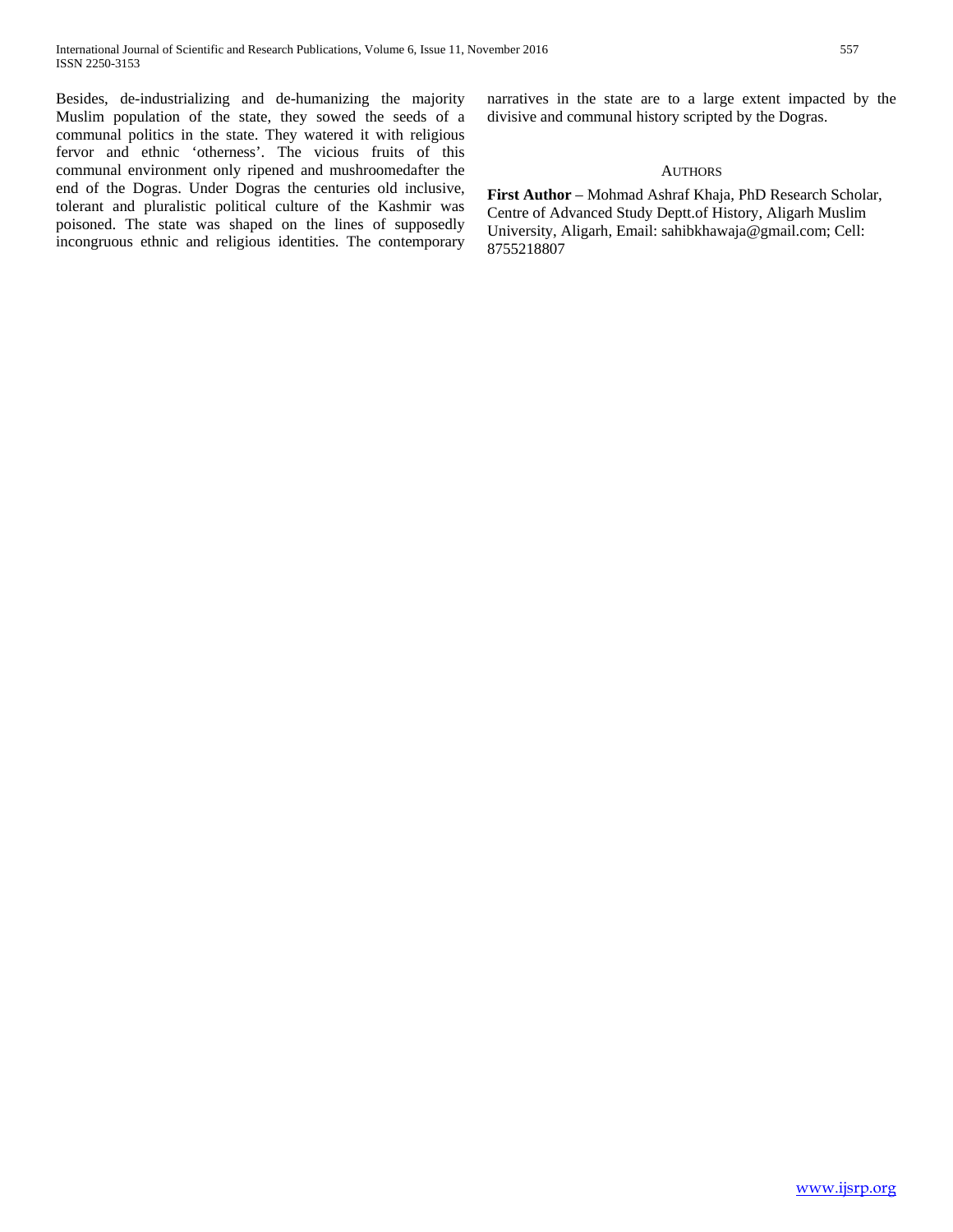Besides, de-industrializing and de-humanizing the majority Muslim population of the state, they sowed the seeds of a communal politics in the state. They watered it with religious fervor and ethnic 'otherness'. The vicious fruits of this communal environment only ripened and mushroomedafter the end of the Dogras. Under Dogras the centuries old inclusive, tolerant and pluralistic political culture of the Kashmir was poisoned. The state was shaped on the lines of supposedly incongruous ethnic and religious identities. The contemporary narratives in the state are to a large extent impacted by the divisive and communal history scripted by the Dogras.

## AUTHORS

**First Author** – Mohmad Ashraf Khaja, PhD Research Scholar, Centre of Advanced Study Deptt.of History, Aligarh Muslim University, Aligarh, Email: sahibkhawaja@gmail.com; Cell: 8755218807